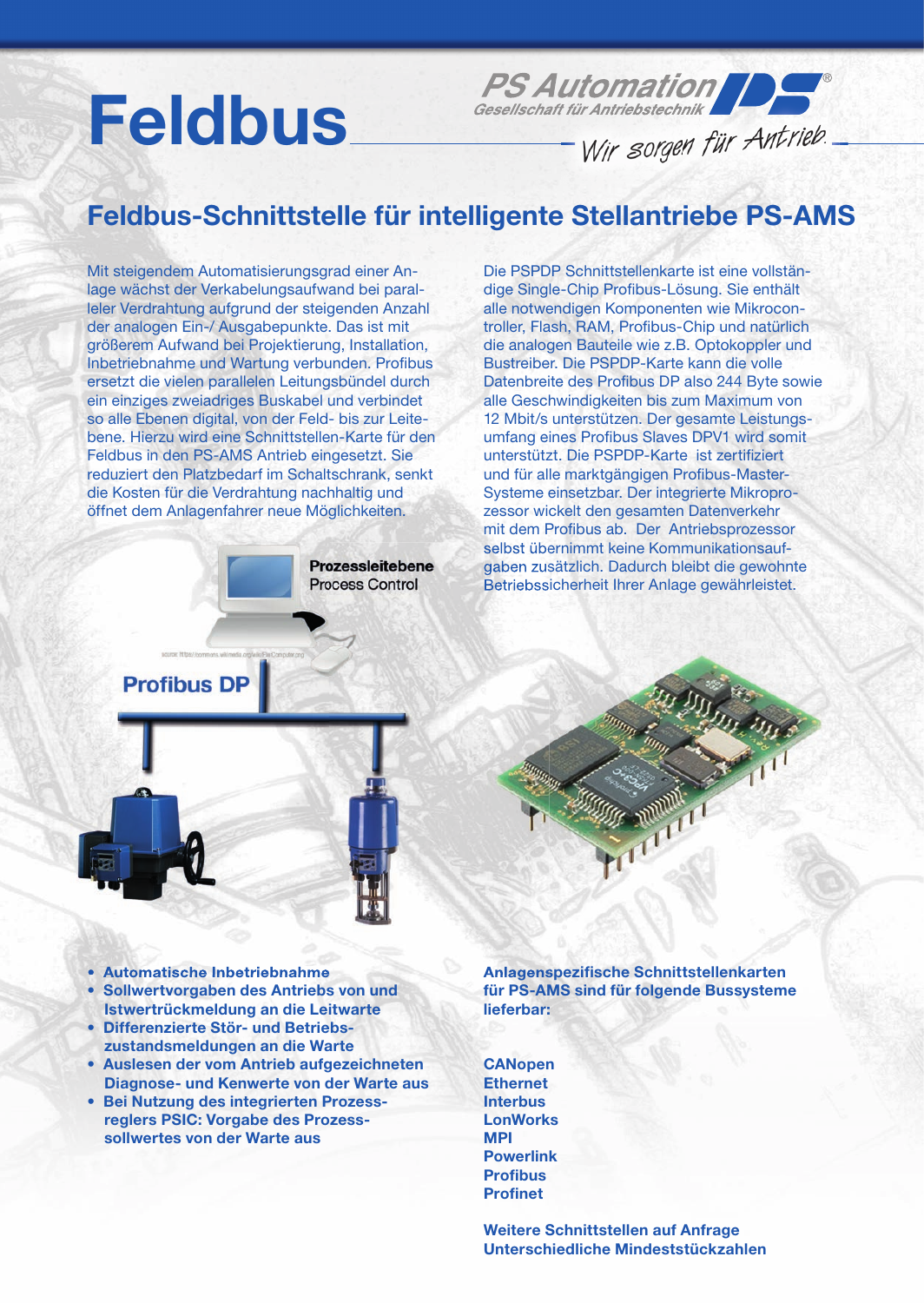# Feldbus

PS Automation
Gesellschaft für Antriebstechnik

Wir sorgen für Antrieb.

## Feldbus-Schnittstelle für intelligente Stellantriebe PS-AMS

Mit steigendem Automatisierungsgrad einer Anlage wächst der Verkabelungsaufwand bei paralleler Verdrahtung aufgrund der steigenden Anzahl der analogen Ein-/ Ausgabepunkte. Das ist mit größerem Aufwand bei Projektierung, Installation, Inbetriebnahme und Wartung verbunden. Profibus ersetzt die vielen parallelen Leitungsbündel durch ein einziges zweiadriges Buskabel und verbindet so alle Ebenen digital, von der Feld- bis zur Leitebene. Hierzu wird eine Schnittstellen-Karte für den Feldbus in den PS-AMS Antrieb eingesetzt. Sie reduziert den Platzbedarf im Schaltschrank, senkt die Kosten für die Verdrahtung nachhaltig und öffnet dem Anlagenfahrer neue Möglichkeiten.

Die PSPDP Schnittstellenkarte ist eine vollständige Single-Chip Profibus-Lösung. Sie enthält alle notwendigen Komponenten wie Mikrocontroller, Flash, RAM, Profibus-Chip und natürlich die analogen Bauteile wie z.B. Optokoppler und Bustreiber. Die PSPDP-Karte kann die volle Datenbreite des Profibus DP also 244 Byte sowie alle Geschwindigkeiten bis zum Maximum von 12 Mbit/s unterstützen. Der gesamte Leistungsumfang eines Profibus Slaves DPV1 wird somit unterstützt. Die PSPDP-Karte ist zertifiziert und für alle marktgängigen Profibus-Master-Systeme einsetzbar. Der integrierte Mikroprozessor wickelt den gesamten Datenverkehr mit dem Profibus ab. Der Antriebsprozessor selbst übernimmt keine Kommunikationsaufgaben zusätzlich. Dadurch bleibt die gewohnte Betriebssicherheit Ihrer Anlage gewährleistet.

**Prozessleitebene**
Process Control

source: https://commons.wikimedia.org/wiki/File:Computer.png

**Profibus DP**

- **Automatische Inbetriebnahme**
- **Sollwertvorgaben des Antriebs von und Istwertrückmeldung an die Leitwarte**
- **Differenzierte Stör- und Betriebszustandsmeldungen an die Warte**
- **Auslesen der vom Antrieb aufgezeichneten Diagnose- und Kennwerte von der Warte aus**
- **Bei Nutzung des integrierten Prozessreglers PSIC: Vorgabe des Prozesssollwertes von der Warte aus**

**Anlagenspezifische Schnittstellenkarten für PS-AMS sind für folgende Bussysteme lieferbar:**

**CANopen**
**Ethernet**
**Interbus**
**LonWorks**
**MPI**
**Powerlink**
**Profibus**
**Profinet**

**Weitere Schnittstellen auf Anfrage**
**Unterschiedliche Mindeststückzahlen**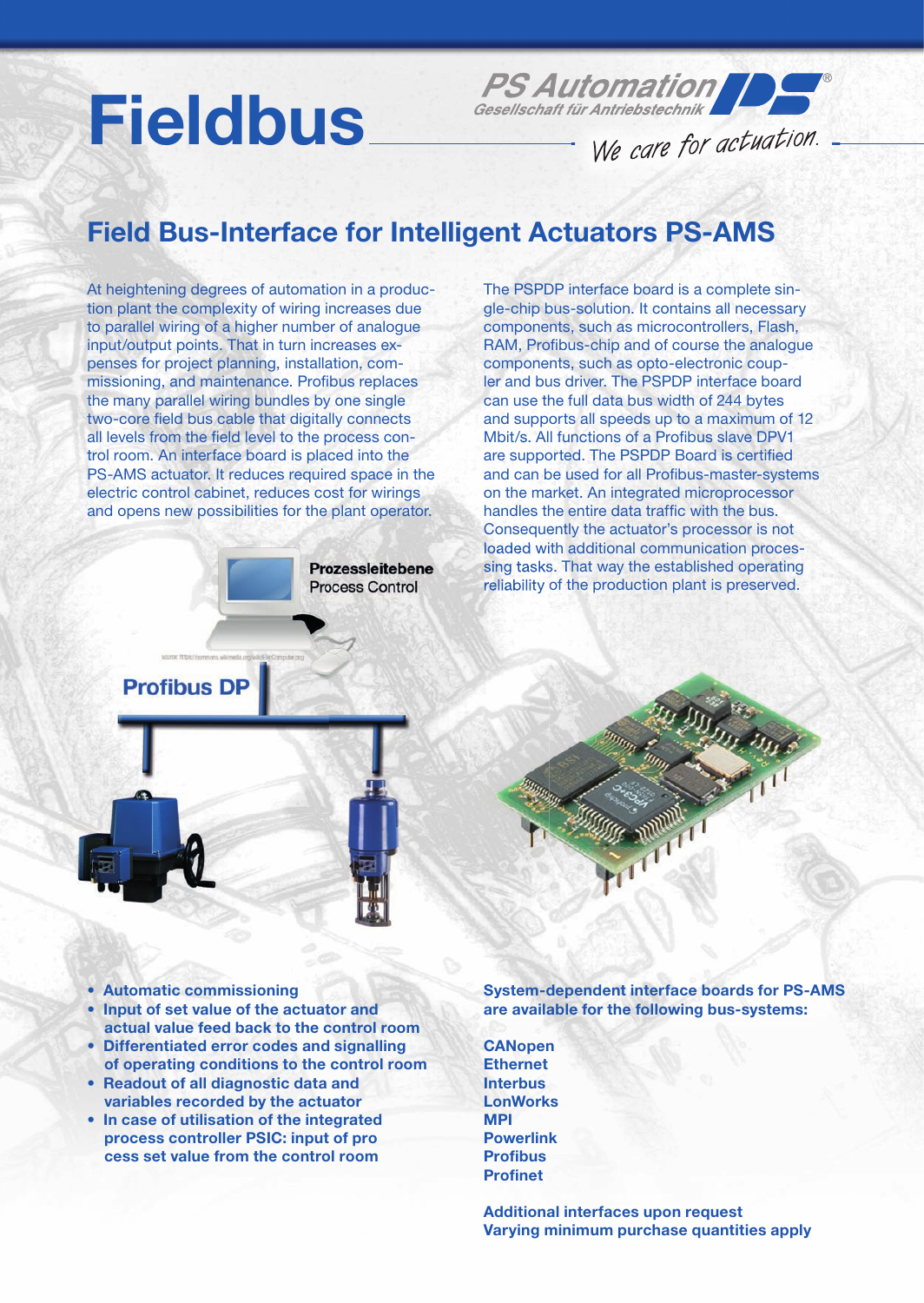# Fieldbus

PS Automation
Gesellschaft für Antriebstechnik

We care for actuation.

## Field Bus-Interface for Intelligent Actuators PS-AMS

At heightening degrees of automation in a production plant the complexity of wiring increases due to parallel wiring of a higher number of analogue input/output points. That in turn increases expenses for project planning, installation, commissioning, and maintenance. Profibus replaces the many parallel wiring bundles by one single two-core field bus cable that digitally connects all levels from the field level to the process control room. An interface board is placed into the PS-AMS actuator. It reduces required space in the electric control cabinet, reduces cost for wirings and opens new possibilities for the plant operator.

The PSPDP interface board is a complete single-chip bus-solution. It contains all necessary components, such as microcontrollers, Flash, RAM, Profibus-chip and of course the analogue components, such as opto-electronic coupler and bus driver. The PSPDP interface board can use the full data bus width of 244 bytes and supports up to a maximum of 12 Mbit/s. All functions of a Profibus slave DPV1 are supported. The PSPDP Board is certified and can be used for all Profibus-master-systems on the market. An integrated microprocessor handles the entire data traffic with the bus. Consequently the actuator's processor is not loaded with additional communication processing tasks. That way the established operating reliability of the production plant is preserved.

**Prozessleitebene**
Process Control

**Profibus DP**

- **Automatic commissioning**
- **Input of set value of the actuator and actual value feed back to the control room**
- **Differentiated error codes and signalling of operating conditions to the control room**
- **Readout of all diagnostic data and variables recorded by the actuator**
- **In case of utilisation of the integrated process controller PSIC: input of process set value from the control room**

**System-dependent interface boards for PS-AMS are available for the following bus-systems:**

**CANopen**
**Ethernet**
**Interbus**
**LonWorks**
**MPI**
**Powerlink**
**Profibus**
**Profinet**

**Additional interfaces upon request**
**Varying minimum purchase quantities apply**